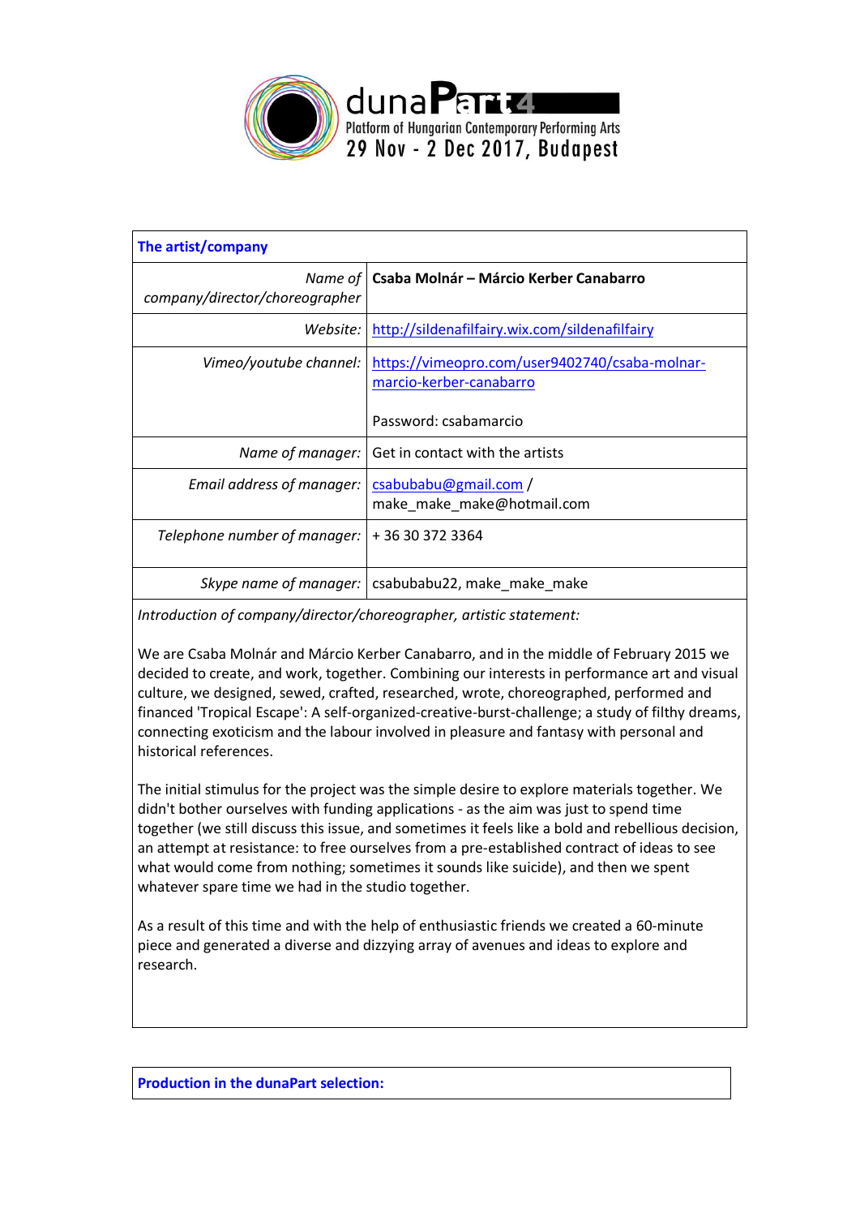duna**Part4**
Platform of Hungarian Contemporary Performing Arts
29 Nov - 2 Dec 2017, Budapest

| **The artist/company** | |
|---|---|
| *Name of company/director/choreographer* | **Csaba Molnár – Márcio Kerber Canabarro** |
| *Website:* | http://sildenafilfairy.wix.com/sildenafilfairy |
| *Vimeo/youtube channel:* | https://vimeopro.com/user9402740/csaba-molnar-marcio-kerber-canabarro<br><br>Password: csabamarcio |
| *Name of manager:* | Get in contact with the artists |
| *Email address of manager:* | csabubabu@gmail.com / make_make_make@hotmail.com |
| *Telephone number of manager:* | + 36 30 372 3364 |
| *Skype name of manager:* | csabubabu22, make_make_make |

*Introduction of company/director/choreographer, artistic statement:*

We are Csaba Molnár and Márcio Kerber Canabarro, and in the middle of February 2015 we decided to create, and work, together. Combining our interests in performance art and visual culture, we designed, sewed, crafted, researched, wrote, choreographed, performed and financed 'Tropical Escape': A self-organized-creative-burst-challenge; a study of filthy dreams, connecting exoticism and the labour involved in pleasure and fantasy with personal and historical references.

The initial stimulus for the project was the simple desire to explore materials together. We didn't bother ourselves with funding applications - as the aim was just to spend time together (we still discuss this issue, and sometimes it feels like a bold and rebellious decision, an attempt at resistance: to free ourselves from a pre-established contract of ideas to see what would come from nothing; sometimes it sounds like suicide), and then we spent whatever spare time we had in the studio together.

As a result of this time and with the help of enthusiastic friends we created a 60-minute piece and generated a diverse and dizzying array of avenues and ideas to explore and research.

**Production in the dunaPart selection:**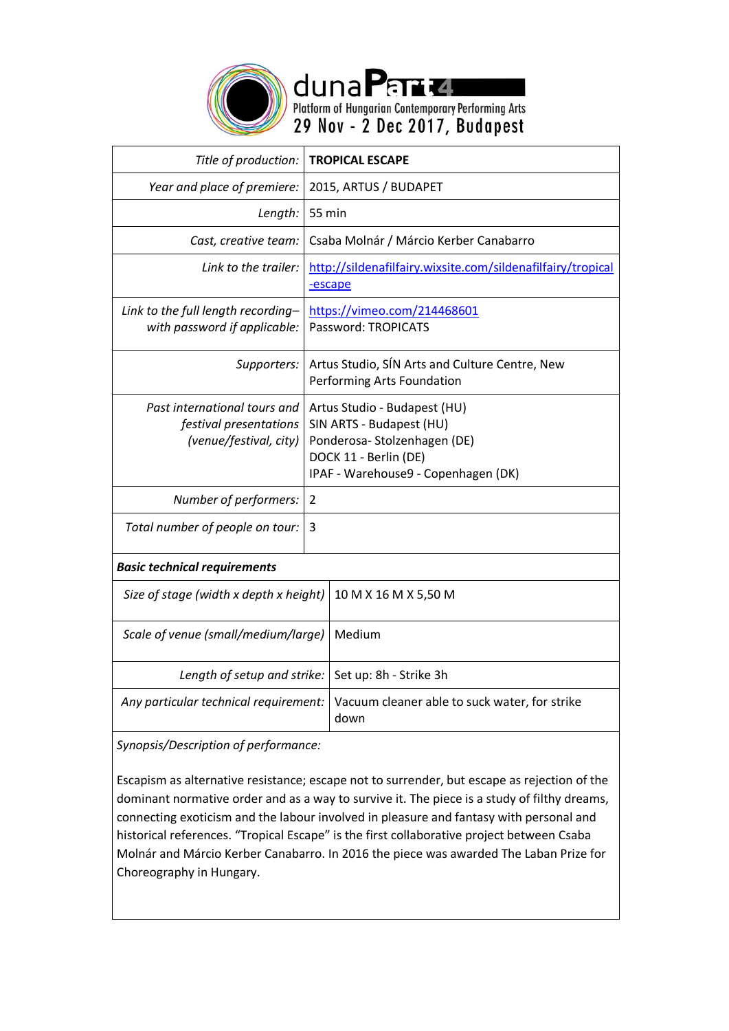# dunaPart 4

Platform of Hungarian Contemporary Performing Arts

29 Nov - 2 Dec 2017, Budapest

| *Title of production:* | **TROPICAL ESCAPE** |
|---|---|
| *Year and place of premiere:* | 2015, ARTUS / BUDAPET |
| *Length:* | 55 min |
| *Cast, creative team:* | Csaba Molnár / Márcio Kerber Canabarro |
| *Link to the trailer:* | http://sildenafilfairy.wixsite.com/sildenafilfairy/tropical-escape |
| *Link to the full length recording– with password if applicable:* | https://vimeo.com/214468601 Password: TROPICATS |
| *Supporters:* | Artus Studio, SÍN Arts and Culture Centre, New Performing Arts Foundation |
| *Past international tours and festival presentations (venue/festival, city)* | Artus Studio - Budapest (HU)<br>SIN ARTS - Budapest (HU)<br>Ponderosa- Stolzenhagen (DE)<br>DOCK 11 - Berlin (DE)<br>IPAF - Warehouse9 - Copenhagen (DK) |
| *Number of performers:* | 2 |
| *Total number of people on tour:* | 3 |

***Basic technical requirements***

| *Size of stage (width x depth x height)* | 10 M X 16 M X 5,50 M |
|---|---|
| *Scale of venue (small/medium/large)* | Medium |
| *Length of setup and strike:* | Set up: 8h - Strike 3h |
| *Any particular technical requirement:* | Vacuum cleaner able to suck water, for strike down |

*Synopsis/Description of performance:*

Escapism as alternative resistance; escape not to surrender, but escape as rejection of the dominant normative order and as a way to survive it. The piece is a study of filthy dreams, connecting exoticism and the labour involved in pleasure and fantasy with personal and historical references. "Tropical Escape" is the first collaborative project between Csaba Molnár and Márcio Kerber Canabarro. In 2016 the piece was awarded The Laban Prize for Choreography in Hungary.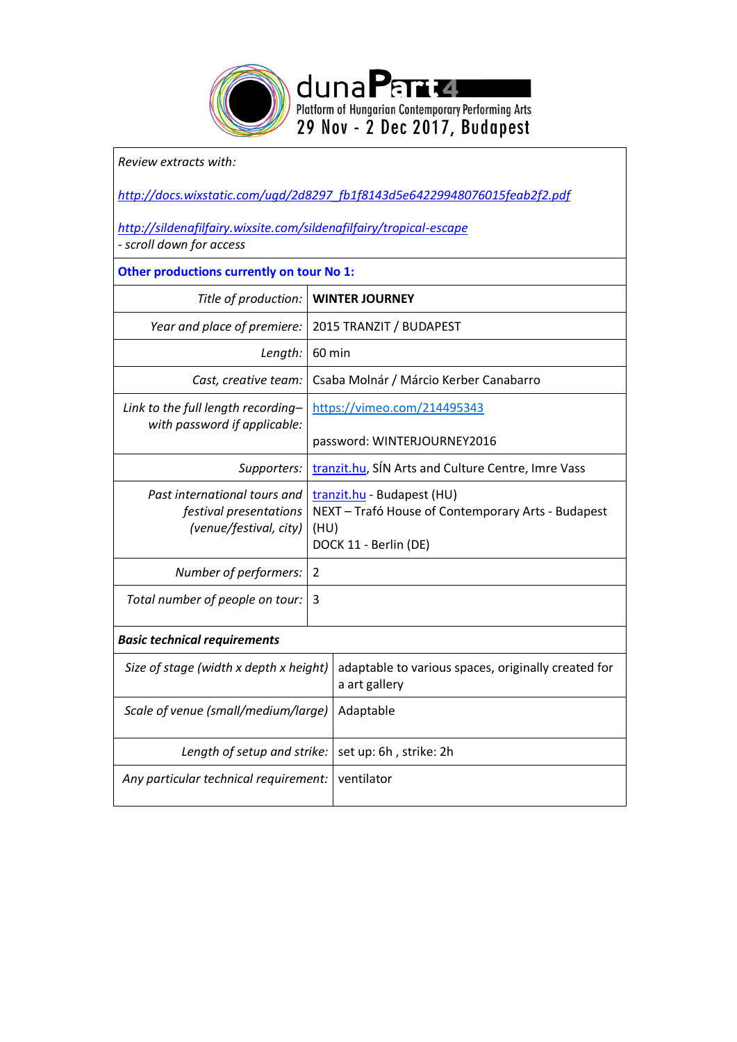dunaPart4
Platform of Hungarian Contemporary Performing Arts
29 Nov - 2 Dec 2017, Budapest

*Review extracts with:*

*http://docs.wixstatic.com/ugd/2d8297_fb1f8143d5e64229948076015feab2f2.pdf*

*http://sildenafilfairy.wixsite.com/sildenafilfairy/tropical-escape*
*- scroll down for access*

**Other productions currently on tour No 1:**

| | |
|---|---|
| *Title of production:* | **WINTER JOURNEY** |
| *Year and place of premiere:* | 2015 TRANZIT / BUDAPEST |
| *Length:* | 60 min |
| *Cast, creative team:* | Csaba Molnár / Márcio Kerber Canabarro |
| *Link to the full length recording– with password if applicable:* | https://vimeo.com/214495343<br><br>password: WINTERJOURNEY2016 |
| *Supporters:* | tranzit.hu, SÍN Arts and Culture Centre, Imre Vass |
| *Past international tours and festival presentations (venue/festival, city)* | tranzit.hu - Budapest (HU)<br>NEXT – Trafó House of Contemporary Arts - Budapest (HU)<br>DOCK 11 - Berlin (DE) |
| *Number of performers:* | 2 |
| *Total number of people on tour:* | 3 |

***Basic technical requirements***

| | |
|---|---|
| *Size of stage (width x depth x height)* | adaptable to various spaces, originally created for a art gallery |
| *Scale of venue (small/medium/large)* | Adaptable |
| *Length of setup and strike:* | set up: 6h , strike: 2h |
| *Any particular technical requirement:* | ventilator |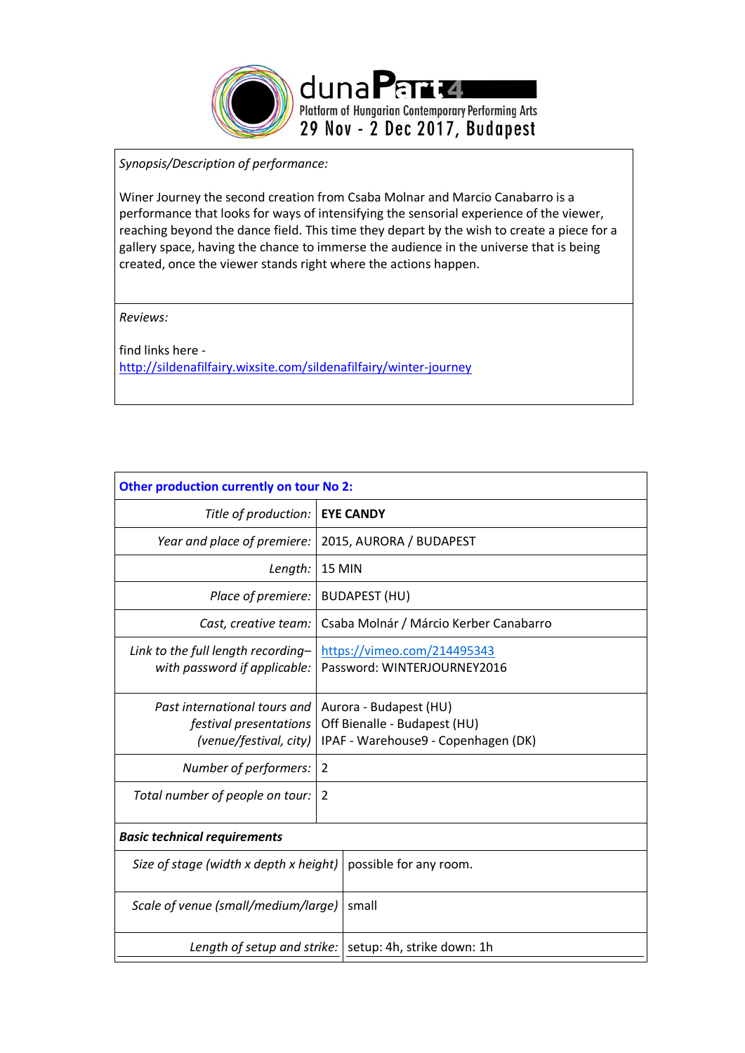dunaPart4
Platform of Hungarian Contemporary Performing Arts
29 Nov - 2 Dec 2017, Budapest

| *Synopsis/Description of performance:* |
|---|
| Winer Journey the second creation from Csaba Molnar and Marcio Canabarro is a performance that looks for ways of intensifying the sensorial experience of the viewer, reaching beyond the dance field. This time they depart by the wish to create a piece for a gallery space, having the chance to immerse the audience in the universe that is being created, once the viewer stands right where the actions happen. |
| *Reviews:*<br><br>find links here - http://sildenafilfairy.wixsite.com/sildenafilfairy/winter-journey |

| **Other production currently on tour No 2:** | |
|---|---|
| *Title of production:* | **EYE CANDY** |
| *Year and place of premiere:* | 2015, AURORA / BUDAPEST |
| *Length:* | 15 MIN |
| *Place of premiere:* | BUDAPEST (HU) |
| *Cast, creative team:* | Csaba Molnár / Márcio Kerber Canabarro |
| *Link to the full length recording– with password if applicable:* | https://vimeo.com/214495343<br>Password: WINTERJOURNEY2016 |
| *Past international tours and festival presentations (venue/festival, city)* | Aurora - Budapest (HU)<br>Off Bienalle - Budapest (HU)<br>IPAF - Warehouse9 - Copenhagen (DK) |
| *Number of performers:* | 2 |
| *Total number of people on tour:* | 2 |
| ***Basic technical requirements*** | |
| *Size of stage (width x depth x height)* | possible for any room. |
| *Scale of venue (small/medium/large)* | small |
| *Length of setup and strike:* | setup: 4h, strike down: 1h |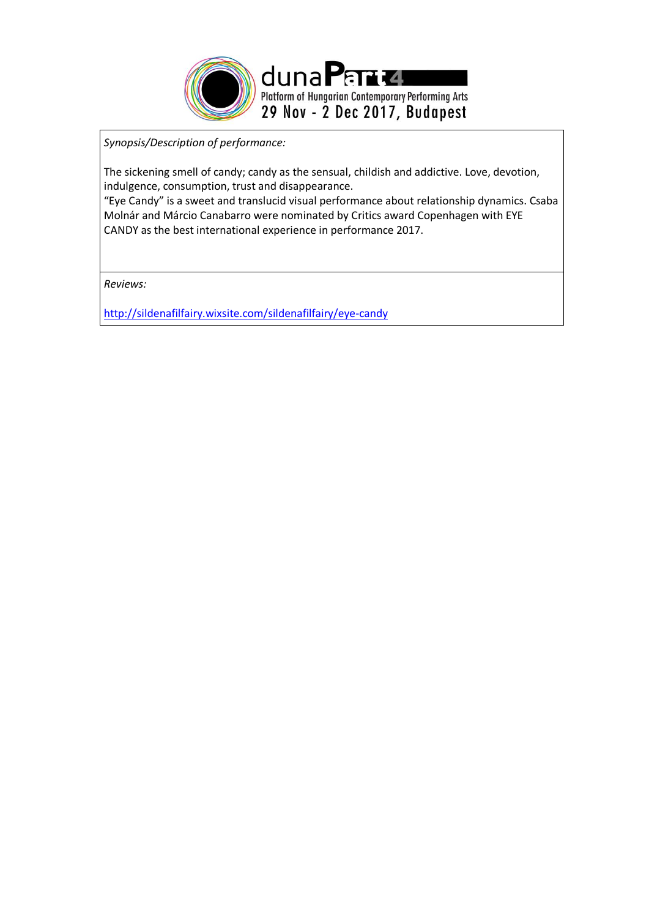*Synopsis/Description of performance:*

The sickening smell of candy; candy as the sensual, childish and addictive. Love, devotion, indulgence, consumption, trust and disappearance.

"Eye Candy" is a sweet and translucid visual performance about relationship dynamics. Csaba Molnár and Márcio Canabarro were nominated by Critics award Copenhagen with EYE CANDY as the best international experience in performance 2017.

*Reviews:*

http://sildenafilfairy.wixsite.com/sildenafilfairy/eye-candy